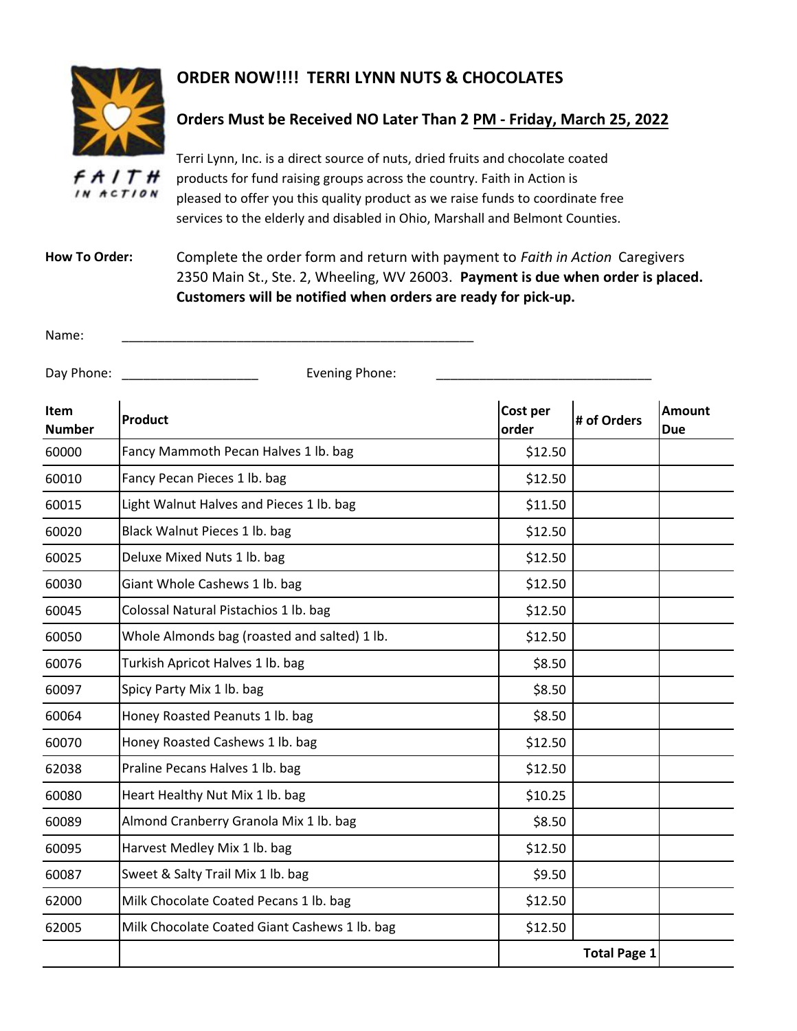FAITH IN ACTION

## ORDER NOW!!!! TERRI LYNN NUTS & CHOCOLATES

### Orders Must be Received NO Later Than 2 PM - Friday, March 25, 2022

Terri Lynn, Inc. is a direct source of nuts, dried fruits and chocolate coated products for fund raising groups across the country. Faith in Action is pleased to offer you this quality product as we raise funds to coordinate free services to the elderly and disabled in Ohio, Marshall and Belmont Counties.

**How To Order:** Complete the order form and return with payment to *Faith in Action* Caregivers 2350 Main St., Ste. 2, Wheeling, WV 26003. **Payment is due when order is placed. Customers will be notified when orders are ready for pick-up.**

Name: ____________________________________________________

Day Phone: ___________________ Evening Phone: ______________________________

| Item Number | Product | Cost per order | # of Orders | Amount Due |
|---|---|---|---|---|
| 60000 | Fancy Mammoth Pecan Halves 1 lb. bag | $12.50 | | |
| 60010 | Fancy Pecan Pieces 1 lb. bag | $12.50 | | |
| 60015 | Light Walnut Halves and Pieces 1 lb. bag | $11.50 | | |
| 60020 | Black Walnut Pieces 1 lb. bag | $12.50 | | |
| 60025 | Deluxe Mixed Nuts 1 lb. bag | $12.50 | | |
| 60030 | Giant Whole Cashews 1 lb. bag | $12.50 | | |
| 60045 | Colossal Natural Pistachios 1 lb. bag | $12.50 | | |
| 60050 | Whole Almonds bag (roasted and salted) 1 lb. | $12.50 | | |
| 60076 | Turkish Apricot Halves 1 lb. bag | $8.50 | | |
| 60097 | Spicy Party Mix 1 lb. bag | $8.50 | | |
| 60064 | Honey Roasted Peanuts 1 lb. bag | $8.50 | | |
| 60070 | Honey Roasted Cashews 1 lb. bag | $12.50 | | |
| 62038 | Praline Pecans Halves 1 lb. bag | $12.50 | | |
| 60080 | Heart Healthy Nut Mix 1 lb. bag | $10.25 | | |
| 60089 | Almond Cranberry Granola Mix 1 lb. bag | $8.50 | | |
| 60095 | Harvest Medley Mix 1 lb. bag | $12.50 | | |
| 60087 | Sweet & Salty Trail Mix 1 lb. bag | $9.50 | | |
| 62000 | Milk Chocolate Coated Pecans 1 lb. bag | $12.50 | | |
| 62005 | Milk Chocolate Coated Giant Cashews 1 lb. bag | $12.50 | | |
| | | | **Total Page 1** | |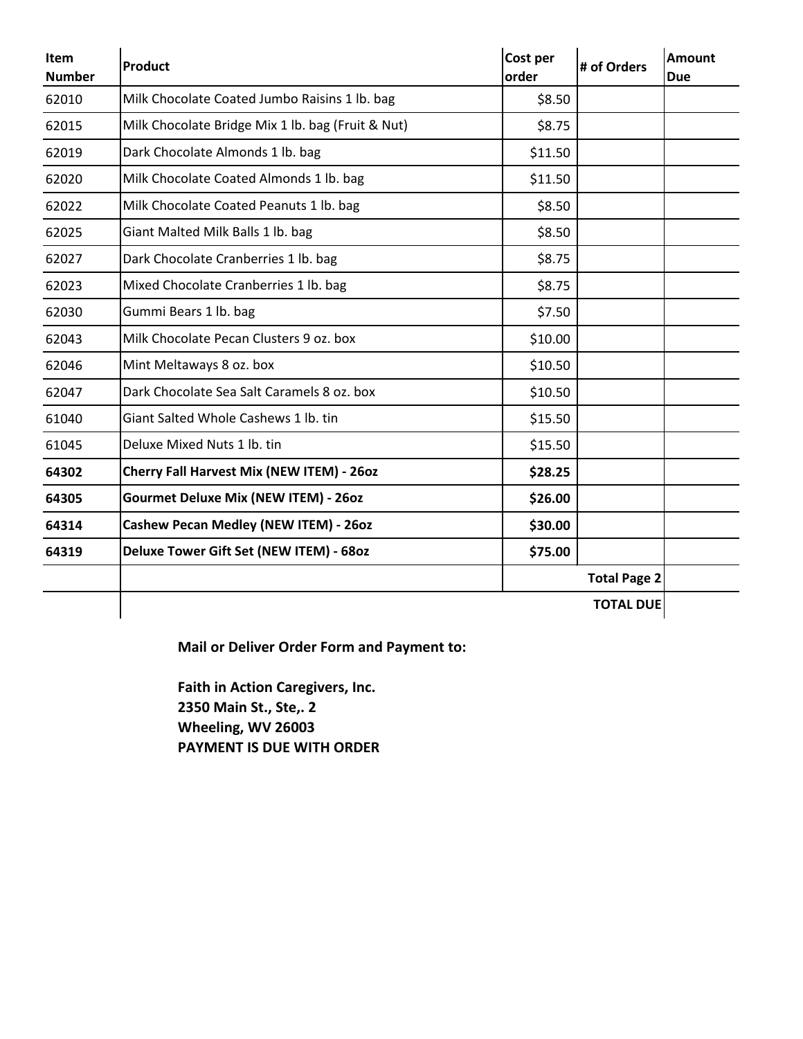| Item Number | Product | Cost per order | # of Orders | Amount Due |
|---|---|---|---|---|
| 62010 | Milk Chocolate Coated Jumbo Raisins 1 lb. bag | $8.50 | | |
| 62015 | Milk Chocolate Bridge Mix 1 lb. bag (Fruit & Nut) | $8.75 | | |
| 62019 | Dark Chocolate Almonds 1 lb. bag | $11.50 | | |
| 62020 | Milk Chocolate Coated Almonds 1 lb. bag | $11.50 | | |
| 62022 | Milk Chocolate Coated Peanuts 1 lb. bag | $8.50 | | |
| 62025 | Giant Malted Milk Balls 1 lb. bag | $8.50 | | |
| 62027 | Dark Chocolate Cranberries 1 lb. bag | $8.75 | | |
| 62023 | Mixed Chocolate Cranberries 1 lb. bag | $8.75 | | |
| 62030 | Gummi Bears 1 lb. bag | $7.50 | | |
| 62043 | Milk Chocolate Pecan Clusters 9 oz. box | $10.00 | | |
| 62046 | Mint Meltaways 8 oz. box | $10.50 | | |
| 62047 | Dark Chocolate Sea Salt Caramels 8 oz. box | $10.50 | | |
| 61040 | Giant Salted Whole Cashews 1 lb. tin | $15.50 | | |
| 61045 | Deluxe Mixed Nuts 1 lb. tin | $15.50 | | |
| **64302** | **Cherry Fall Harvest Mix (NEW ITEM) - 26oz** | **$28.25** | | |
| **64305** | **Gourmet Deluxe Mix (NEW ITEM) - 26oz** | **$26.00** | | |
| **64314** | **Cashew Pecan Medley (NEW ITEM) - 26oz** | **$30.00** | | |
| **64319** | **Deluxe Tower Gift Set (NEW ITEM) - 68oz** | **$75.00** | | |
| | | | **Total Page 2** | |
| | | | **TOTAL DUE** | |

**Mail or Deliver Order Form and Payment to:**

**Faith in Action Caregivers, Inc.**
**2350 Main St., Ste,. 2**
**Wheeling, WV 26003**
**PAYMENT IS DUE WITH ORDER**